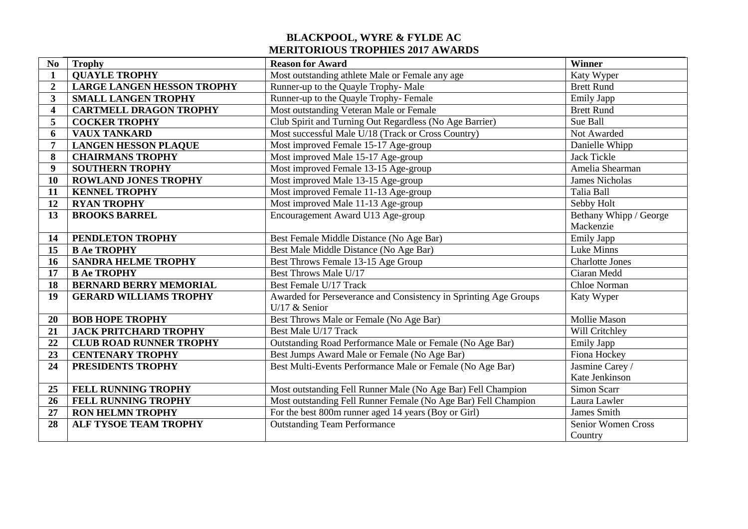# BLACKPOOL, WYRE & FYLDE AC
## MERITORIOUS TROPHIES 2017 AWARDS

| No | Trophy | Reason for Award | Winner |
|---|---|---|---|
| **1** | **QUAYLE TROPHY** | Most outstanding athlete Male or Female any age | Katy Wyper |
| **2** | **LARGE LANGEN HESSON TROPHY** | Runner-up to the Quayle Trophy- Male | Brett Rund |
| **3** | **SMALL LANGEN TROPHY** | Runner-up to the Quayle Trophy- Female | Emily Japp |
| **4** | **CARTMELL DRAGON TROPHY** | Most outstanding Veteran Male or Female | Brett Rund |
| **5** | **COCKER TROPHY** | Club Spirit and Turning Out Regardless (No Age Barrier) | Sue Ball |
| **6** | **VAUX TANKARD** | Most successful Male U/18 (Track or Cross Country) | Not Awarded |
| **7** | **LANGEN HESSON PLAQUE** | Most improved Female 15-17 Age-group | Danielle Whipp |
| **8** | **CHAIRMANS TROPHY** | Most improved Male 15-17 Age-group | Jack Tickle |
| **9** | **SOUTHERN TROPHY** | Most improved Female 13-15 Age-group | Amelia Shearman |
| **10** | **ROWLAND JONES TROPHY** | Most improved Male 13-15 Age-group | James Nicholas |
| **11** | **KENNEL TROPHY** | Most improved Female 11-13 Age-group | Talia Ball |
| **12** | **RYAN TROPHY** | Most improved Male 11-13 Age-group | Sebby Holt |
| **13** | **BROOKS BARREL** | Encouragement Award U13 Age-group | Bethany Whipp / George Mackenzie |
| **14** | **PENDLETON TROPHY** | Best Female Middle Distance (No Age Bar) | Emily Japp |
| **15** | **B Ae TROPHY** | Best Male Middle Distance (No Age Bar) | Luke Minns |
| **16** | **SANDRA HELME TROPHY** | Best Throws Female 13-15 Age Group | Charlotte Jones |
| **17** | **B Ae TROPHY** | Best Throws Male U/17 | Ciaran Medd |
| **18** | **BERNARD BERRY MEMORIAL** | Best Female U/17 Track | Chloe Norman |
| **19** | **GERARD WILLIAMS TROPHY** | Awarded for Perseverance and Consistency in Sprinting Age Groups U/17 & Senior | Katy Wyper |
| **20** | **BOB HOPE TROPHY** | Best Throws Male or Female (No Age Bar) | Mollie Mason |
| **21** | **JACK PRITCHARD TROPHY** | Best Male U/17 Track | Will Critchley |
| **22** | **CLUB ROAD RUNNER TROPHY** | Outstanding Road Performance Male or Female (No Age Bar) | Emily Japp |
| **23** | **CENTENARY TROPHY** | Best Jumps Award Male or Female (No Age Bar) | Fiona Hockey |
| **24** | **PRESIDENTS TROPHY** | Best Multi-Events Performance Male or Female (No Age Bar) | Jasmine Carey / Kate Jenkinson |
| **25** | **FELL RUNNING TROPHY** | Most outstanding Fell Runner Male (No Age Bar) Fell Champion | Simon Scarr |
| **26** | **FELL RUNNING TROPHY** | Most outstanding Fell Runner Female (No Age Bar) Fell Champion | Laura Lawler |
| **27** | **RON HELMN TROPHY** | For the best 800m runner aged 14 years (Boy or Girl) | James Smith |
| **28** | **ALF TYSOE TEAM TROPHY** | Outstanding Team Performance | Senior Women Cross Country |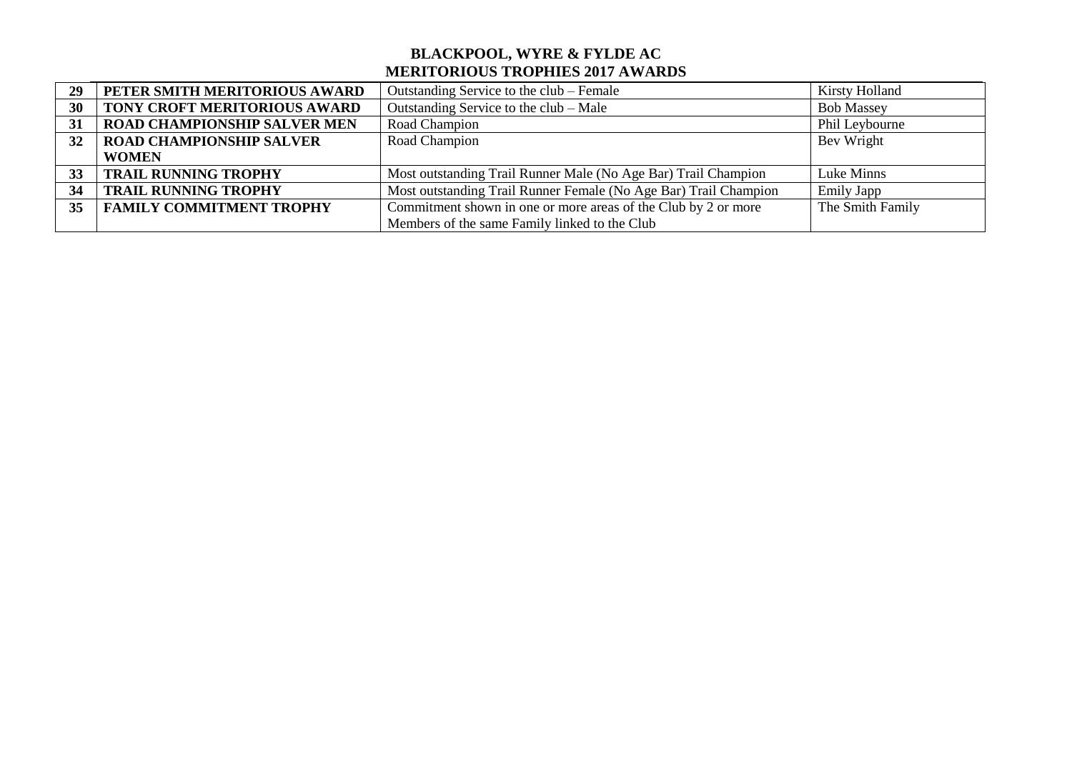**BLACKPOOL, WYRE & FYLDE AC**
**MERITORIOUS TROPHIES 2017 AWARDS**

| | | | |
|---|---|---|---|
| **29** | **PETER SMITH MERITORIOUS AWARD** | Outstanding Service to the club – Female | Kirsty Holland |
| **30** | **TONY CROFT MERITORIOUS AWARD** | Outstanding Service to the club – Male | Bob Massey |
| **31** | **ROAD CHAMPIONSHIP SALVER MEN** | Road Champion | Phil Leybourne |
| **32** | **ROAD CHAMPIONSHIP SALVER WOMEN** | Road Champion | Bev Wright |
| **33** | **TRAIL RUNNING TROPHY** | Most outstanding Trail Runner Male (No Age Bar) Trail Champion | Luke Minns |
| **34** | **TRAIL RUNNING TROPHY** | Most outstanding Trail Runner Female (No Age Bar) Trail Champion | Emily Japp |
| **35** | **FAMILY COMMITMENT TROPHY** | Commitment shown in one or more areas of the Club by 2 or more Members of the same Family linked to the Club | The Smith Family |